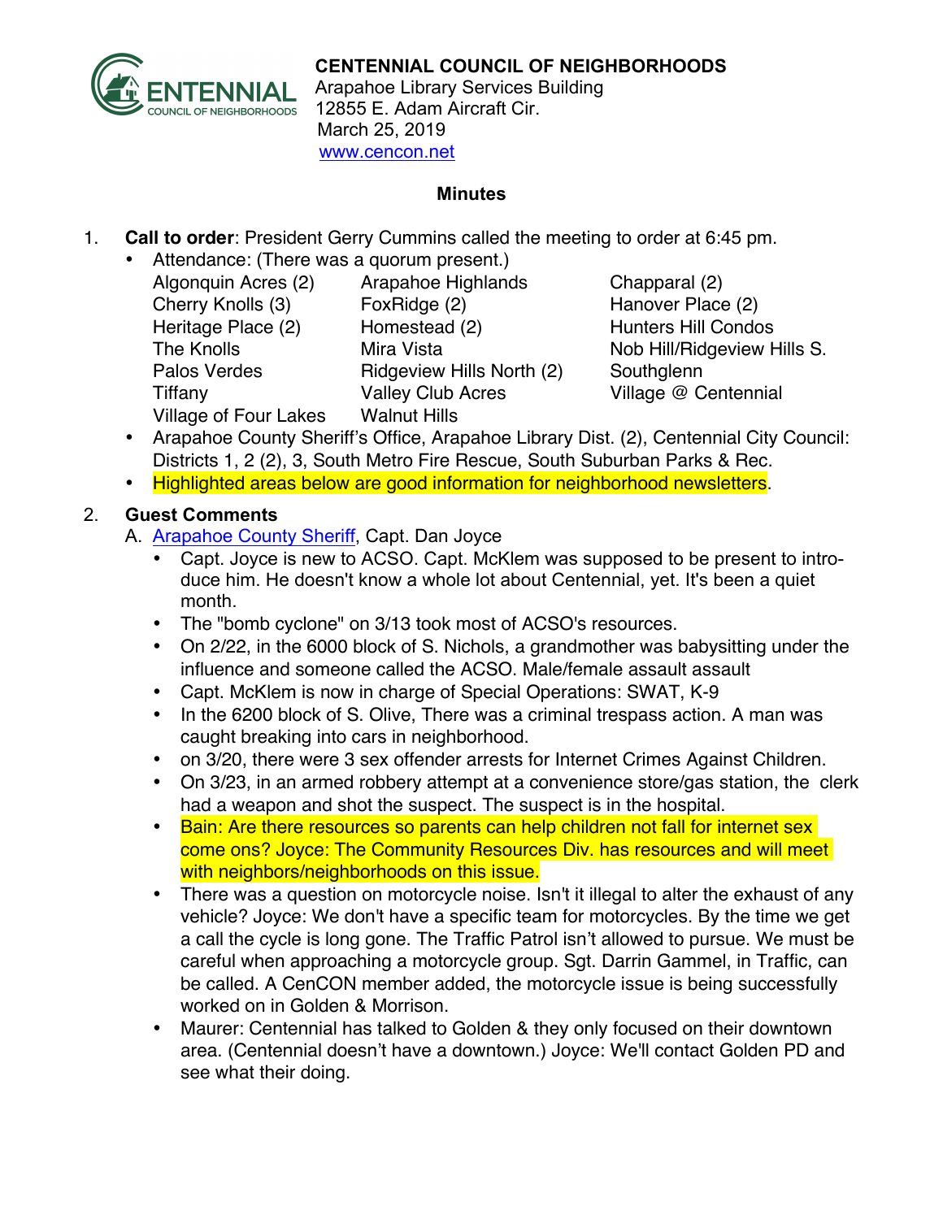**CENTENNIAL COUNCIL OF NEIGHBORHOODS**
Arapahoe Library Services Building
12855 E. Adam Aircraft Cir.
March 25, 2019
www.cencon.net

**Minutes**

1. **Call to order**: President Gerry Cummins called the meeting to order at 6:45 pm.
   - Attendance: (There was a quorum present.)

     | | | |
     |---|---|---|
     | Algonquin Acres (2) | Arapahoe Highlands | Chapparal (2) |
     | Cherry Knolls (3) | FoxRidge (2) | Hanover Place (2) |
     | Heritage Place (2) | Homestead (2) | Hunters Hill Condos |
     | The Knolls | Mira Vista | Nob Hill/Ridgeview Hills S. |
     | Palos Verdes | Ridgeview Hills North (2) | Southglenn |
     | Tiffany | Valley Club Acres | Village @ Centennial |
     | Village of Four Lakes | Walnut Hills | |

   - Arapahoe County Sheriff's Office, Arapahoe Library Dist. (2), Centennial City Council: Districts 1, 2 (2), 3, South Metro Fire Rescue, South Suburban Parks & Rec.
   - Highlighted areas below are good information for neighborhood newsletters.

2. **Guest Comments**
   A. Arapahoe County Sheriff, Capt. Dan Joyce
   - Capt. Joyce is new to ACSO. Capt. McKlem was supposed to be present to introduce him. He doesn't know a whole lot about Centennial, yet. It's been a quiet month.
   - The "bomb cyclone" on 3/13 took most of ACSO's resources.
   - On 2/22, in the 6000 block of S. Nichols, a grandmother was babysitting under the influence and someone called the ACSO. Male/female assault assault
   - Capt. McKlem is now in charge of Special Operations: SWAT, K-9
   - In the 6200 block of S. Olive, There was a criminal trespass action. A man was caught breaking into cars in neighborhood.
   - on 3/20, there were 3 sex offender arrests for Internet Crimes Against Children.
   - On 3/23, in an armed robbery attempt at a convenience store/gas station, the clerk had a weapon and shot the suspect. The suspect is in the hospital.
   - Bain: Are there resources so parents can help children not fall for internet sex come ons? Joyce: The Community Resources Div. has resources and will meet with neighbors/neighborhoods on this issue.
   - There was a question on motorcycle noise. Isn't it illegal to alter the exhaust of any vehicle? Joyce: We don't have a specific team for motorcycles. By the time we get a call the cycle is long gone. The Traffic Patrol isn't allowed to pursue. We must be careful when approaching a motorcycle group. Sgt. Darrin Gammel, in Traffic, can be called. A CenCON member added, the motorcycle issue is being successfully worked on in Golden & Morrison.
   - Maurer: Centennial has talked to Golden & they only focused on their downtown area. (Centennial doesn't have a downtown.) Joyce: We'll contact Golden PD and see what their doing.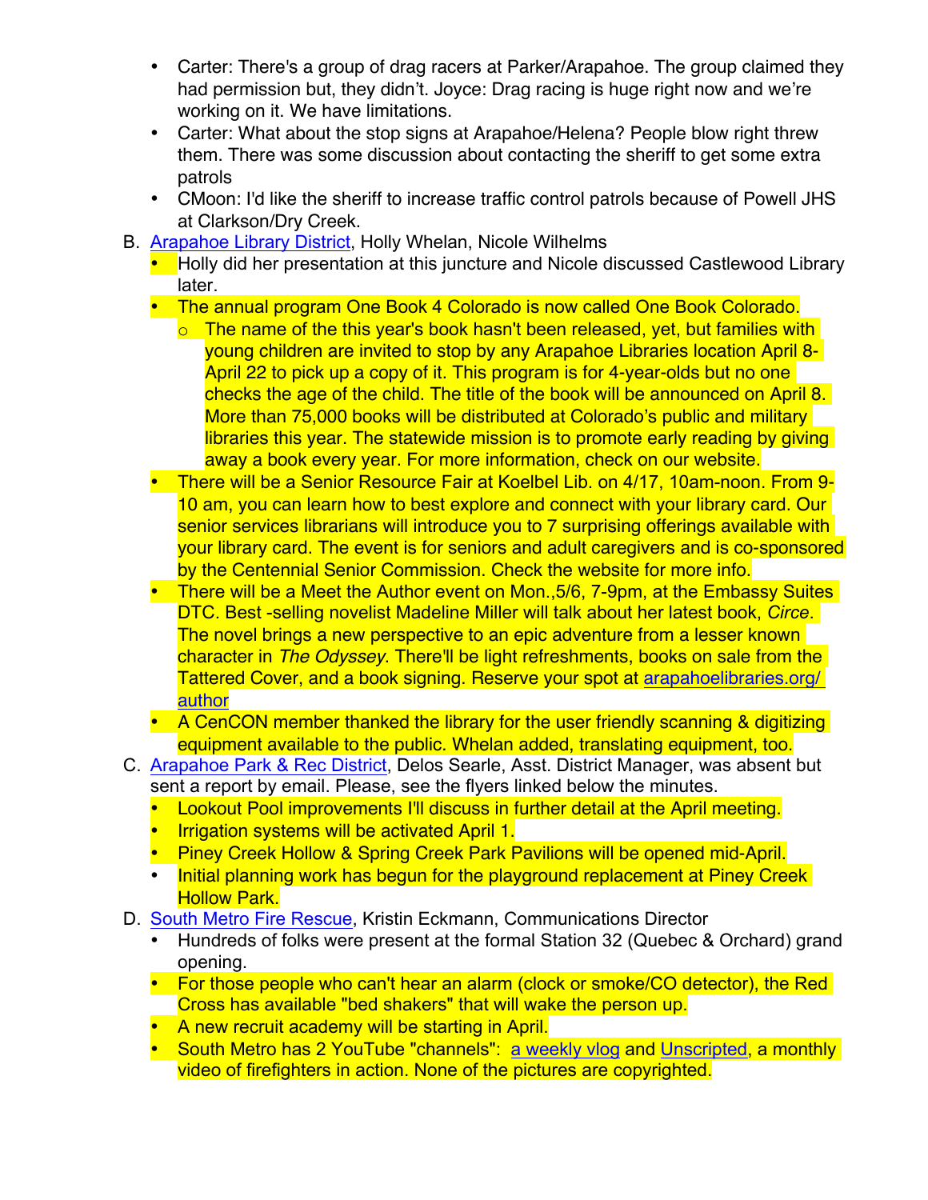- Carter: There's a group of drag racers at Parker/Arapahoe. The group claimed they had permission but, they didn't. Joyce: Drag racing is huge right now and we're working on it. We have limitations.
- Carter: What about the stop signs at Arapahoe/Helena? People blow right threw them. There was some discussion about contacting the sheriff to get some extra patrols
- CMoon: I'd like the sheriff to increase traffic control patrols because of Powell JHS at Clarkson/Dry Creek.

B. Arapahoe Library District, Holly Whelan, Nicole Wilhelms
   - Holly did her presentation at this juncture and Nicole discussed Castlewood Library later.
   - The annual program One Book 4 Colorado is now called One Book Colorado.
     - The name of the this year's book hasn't been released, yet, but families with young children are invited to stop by any Arapahoe Libraries location April 8-April 22 to pick up a copy of it. This program is for 4-year-olds but no one checks the age of the child. The title of the book will be announced on April 8. More than 75,000 books will be distributed at Colorado's public and military libraries this year. The statewide mission is to promote early reading by giving away a book every year. For more information, check on our website.
   - There will be a Senior Resource Fair at Koelbel Lib. on 4/17, 10am-noon. From 9-10 am, you can learn how to best explore and connect with your library card. Our senior services librarians will introduce you to 7 surprising offerings available with your library card. The event is for seniors and adult caregivers and is co-sponsored by the Centennial Senior Commission. Check the website for more info.
   - There will be a Meet the Author event on Mon.,5/6, 7-9pm, at the Embassy Suites DTC. Best -selling novelist Madeline Miller will talk about her latest book, *Circe*. The novel brings a new perspective to an epic adventure from a lesser known character in *The Odyssey*. There'll be light refreshments, books on sale from the Tattered Cover, and a book signing. Reserve your spot at arapahoelibraries.org/author
   - A CenCON member thanked the library for the user friendly scanning & digitizing equipment available to the public. Whelan added, translating equipment, too.

C. Arapahoe Park & Rec District, Delos Searle, Asst. District Manager, was absent but sent a report by email. Please, see the flyers linked below the minutes.
   - Lookout Pool improvements I'll discuss in further detail at the April meeting.
   - Irrigation systems will be activated April 1.
   - Piney Creek Hollow & Spring Creek Park Pavilions will be opened mid-April.
   - Initial planning work has begun for the playground replacement at Piney Creek Hollow Park.

D. South Metro Fire Rescue, Kristin Eckmann, Communications Director
   - Hundreds of folks were present at the formal Station 32 (Quebec & Orchard) grand opening.
   - For those people who can't hear an alarm (clock or smoke/CO detector), the Red Cross has available "bed shakers" that will wake the person up.
   - A new recruit academy will be starting in April.
   - South Metro has 2 YouTube "channels": a weekly vlog and Unscripted, a monthly video of firefighters in action. None of the pictures are copyrighted.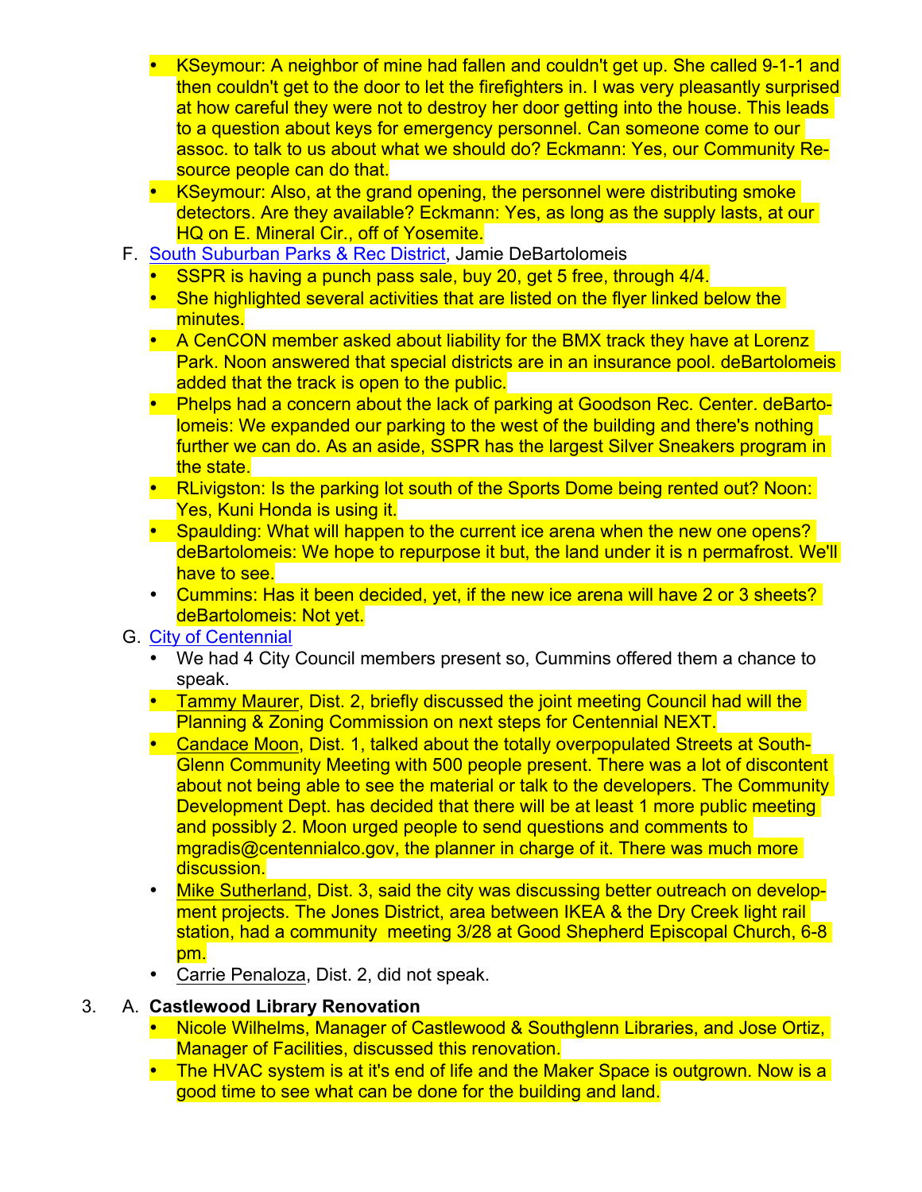- KSeymour: A neighbor of mine had fallen and couldn't get up. She called 9-1-1 and then couldn't get to the door to let the firefighters in. I was very pleasantly surprised at how careful they were not to destroy her door getting into the house. This leads to a question about keys for emergency personnel. Can someone come to our assoc. to talk to us about what we should do? Eckmann: Yes, our Community Resource people can do that.
- KSeymour: Also, at the grand opening, the personnel were distributing smoke detectors. Are they available? Eckmann: Yes, as long as the supply lasts, at our HQ on E. Mineral Cir., off of Yosemite.

F. South Suburban Parks & Rec District, Jamie DeBartolomeis
- SSPR is having a punch pass sale, buy 20, get 5 free, through 4/4.
- She highlighted several activities that are listed on the flyer linked below the minutes.
- A CenCON member asked about liability for the BMX track they have at Lorenz Park. Noon answered that special districts are in an insurance pool. deBartolomeis added that the track is open to the public.
- Phelps had a concern about the lack of parking at Goodson Rec. Center. deBartolomeis: We expanded our parking to the west of the building and there's nothing further we can do. As an aside, SSPR has the largest Silver Sneakers program in the state.
- RLivigston: Is the parking lot south of the Sports Dome being rented out? Noon: Yes, Kuni Honda is using it.
- Spaulding: What will happen to the current ice arena when the new one opens? deBartolomeis: We hope to repurpose it but, the land under it is n permafrost. We'll have to see.
- Cummins: Has it been decided, yet, if the new ice arena will have 2 or 3 sheets? deBartolomeis: Not yet.

G. City of Centennial
- We had 4 City Council members present so, Cummins offered them a chance to speak.
- Tammy Maurer, Dist. 2, briefly discussed the joint meeting Council had will the Planning & Zoning Commission on next steps for Centennial NEXT.
- Candace Moon, Dist. 1, talked about the totally overpopulated Streets at SouthGlenn Community Meeting with 500 people present. There was a lot of discontent about not being able to see the material or talk to the developers. The Community Development Dept. has decided that there will be at least 1 more public meeting and possibly 2. Moon urged people to send questions and comments to mgradis@centennialco.gov, the planner in charge of it. There was much more discussion.
- Mike Sutherland, Dist. 3, said the city was discussing better outreach on development projects. The Jones District, area between IKEA & the Dry Creek light rail station, had a community meeting 3/28 at Good Shepherd Episcopal Church, 6-8 pm.
- Carrie Penaloza, Dist. 2, did not speak.

3. A. **Castlewood Library Renovation**
- Nicole Wilhelms, Manager of Castlewood & Southglenn Libraries, and Jose Ortiz, Manager of Facilities, discussed this renovation.
- The HVAC system is at it's end of life and the Maker Space is outgrown. Now is a good time to see what can be done for the building and land.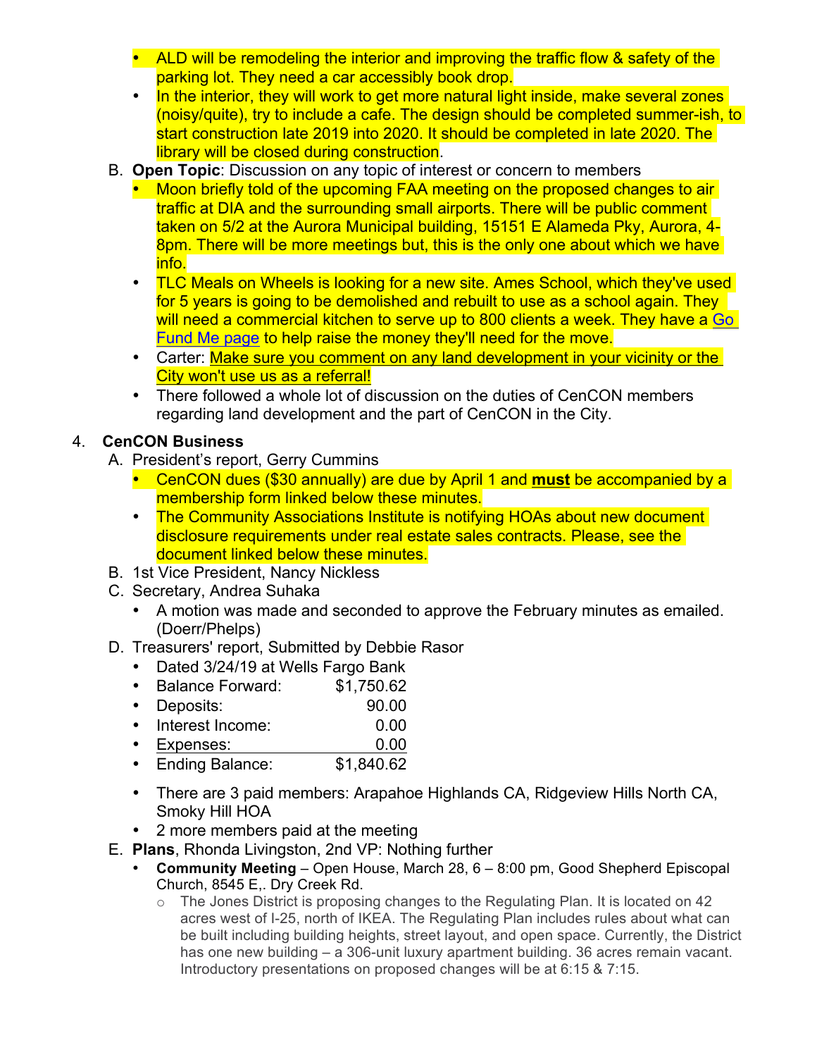- ALD will be remodeling the interior and improving the traffic flow & safety of the parking lot. They need a car accessibly book drop.
- In the interior, they will work to get more natural light inside, make several zones (noisy/quite), try to include a cafe. The design should be completed summer-ish, to start construction late 2019 into 2020. It should be completed in late 2020. The library will be closed during construction.

B. **Open Topic**: Discussion on any topic of interest or concern to members

- Moon briefly told of the upcoming FAA meeting on the proposed changes to air traffic at DIA and the surrounding small airports. There will be public comment taken on 5/2 at the Aurora Municipal building, 15151 E Alameda Pky, Aurora, 4-8pm. There will be more meetings but, this is the only one about which we have info.
- TLC Meals on Wheels is looking for a new site. Ames School, which they've used for 5 years is going to be demolished and rebuilt to use as a school again. They will need a commercial kitchen to serve up to 800 clients a week. They have a Go Fund Me page to help raise the money they'll need for the move.
- Carter: Make sure you comment on any land development in your vicinity or the City won't use us as a referral!
- There followed a whole lot of discussion on the duties of CenCON members regarding land development and the part of CenCON in the City.

4. **CenCON Business**

A. President's report, Gerry Cummins

- CenCON dues ($30 annually) are due by April 1 and **must** be accompanied by a membership form linked below these minutes.
- The Community Associations Institute is notifying HOAs about new document disclosure requirements under real estate sales contracts. Please, see the document linked below these minutes.

B. 1st Vice President, Nancy Nickless

C. Secretary, Andrea Suhaka

- A motion was made and seconded to approve the February minutes as emailed. (Doerr/Phelps)

D. Treasurers' report, Submitted by Debbie Rasor

- Dated 3/24/19 at Wells Fargo Bank
- Balance Forward: $1,750.62
- Deposits: 90.00
- Interest Income: 0.00
- Expenses: 0.00
- Ending Balance: $1,840.62

- There are 3 paid members: Arapahoe Highlands CA, Ridgeview Hills North CA, Smoky Hill HOA
- 2 more members paid at the meeting

E. **Plans**, Rhonda Livingston, 2nd VP: Nothing further

- **Community Meeting** – Open House, March 28, 6 – 8:00 pm, Good Shepherd Episcopal Church, 8545 E,. Dry Creek Rd.
  - The Jones District is proposing changes to the Regulating Plan. It is located on 42 acres west of I-25, north of IKEA. The Regulating Plan includes rules about what can be built including building heights, street layout, and open space. Currently, the District has one new building – a 306-unit luxury apartment building. 36 acres remain vacant. Introductory presentations on proposed changes will be at 6:15 & 7:15.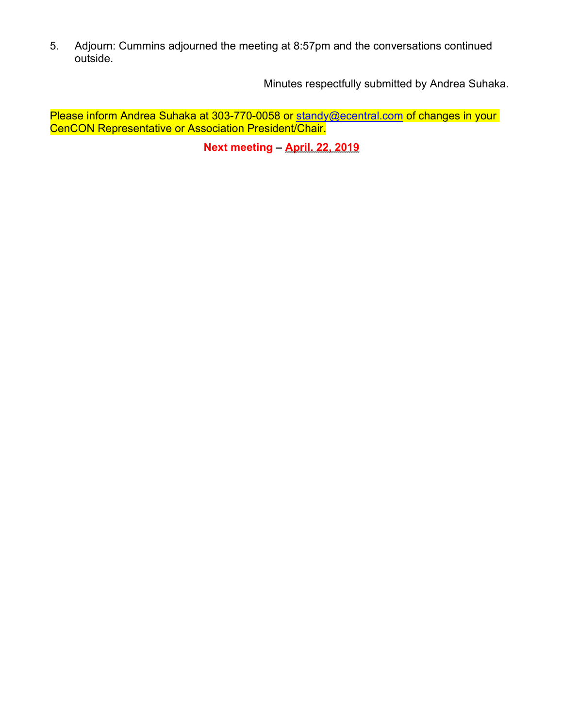5. Adjourn: Cummins adjourned the meeting at 8:57pm and the conversations continued outside.

Minutes respectfully submitted by Andrea Suhaka.

Please inform Andrea Suhaka at 303-770-0058 or standy@ecentral.com of changes in your CenCON Representative or Association President/Chair.

**Next meeting – April. 22, 2019**